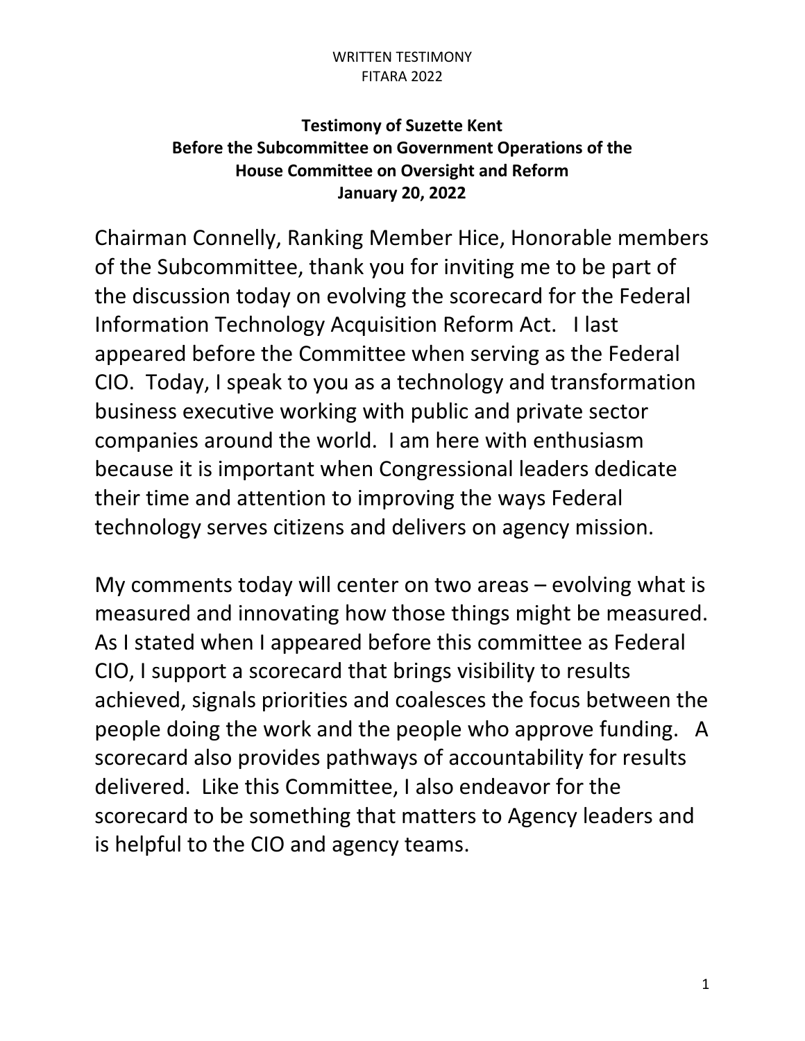**Testimony of Suzette Kent**
**Before the Subcommittee on Government Operations of the House Committee on Oversight and Reform**
**January 20, 2022**

Chairman Connelly, Ranking Member Hice, Honorable members of the Subcommittee, thank you for inviting me to be part of the discussion today on evolving the scorecard for the Federal Information Technology Acquisition Reform Act. I last appeared before the Committee when serving as the Federal CIO. Today, I speak to you as a technology and transformation business executive working with public and private sector companies around the world. I am here with enthusiasm because it is important when Congressional leaders dedicate their time and attention to improving the ways Federal technology serves citizens and delivers on agency mission.

My comments today will center on two areas – evolving what is measured and innovating how those things might be measured. As I stated when I appeared before this committee as Federal CIO, I support a scorecard that brings visibility to results achieved, signals priorities and coalesces the focus between the people doing the work and the people who approve funding. A scorecard also provides pathways of accountability for results delivered. Like this Committee, I also endeavor for the scorecard to be something that matters to Agency leaders and is helpful to the CIO and agency teams.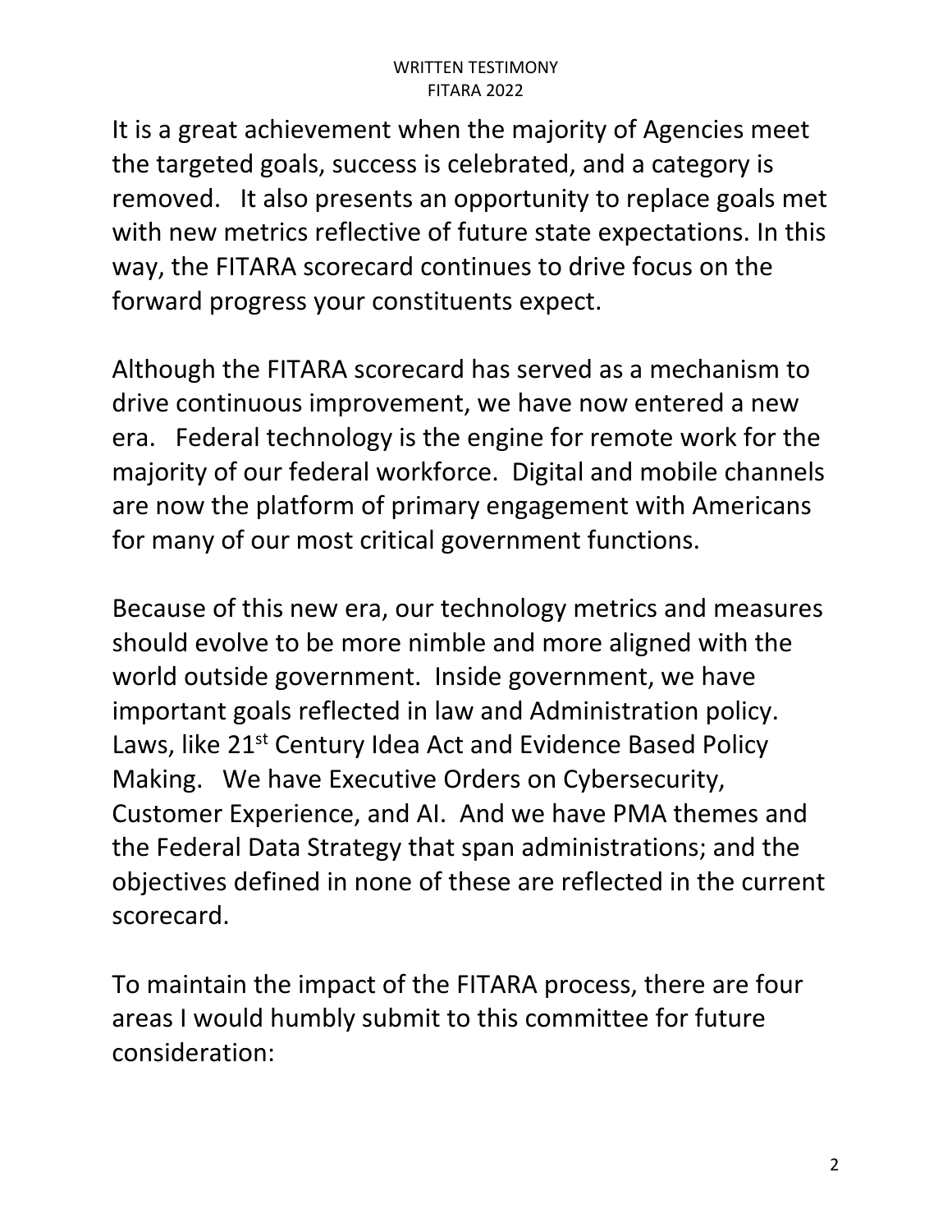It is a great achievement when the majority of Agencies meet the targeted goals, success is celebrated, and a category is removed. It also presents an opportunity to replace goals met with new metrics reflective of future state expectations. In this way, the FITARA scorecard continues to drive focus on the forward progress your constituents expect.

Although the FITARA scorecard has served as a mechanism to drive continuous improvement, we have now entered a new era. Federal technology is the engine for remote work for the majority of our federal workforce. Digital and mobile channels are now the platform of primary engagement with Americans for many of our most critical government functions.

Because of this new era, our technology metrics and measures should evolve to be more nimble and more aligned with the world outside government. Inside government, we have important goals reflected in law and Administration policy. Laws, like 21st Century Idea Act and Evidence Based Policy Making. We have Executive Orders on Cybersecurity, Customer Experience, and AI. And we have PMA themes and the Federal Data Strategy that span administrations; and the objectives defined in none of these are reflected in the current scorecard.

To maintain the impact of the FITARA process, there are four areas I would humbly submit to this committee for future consideration: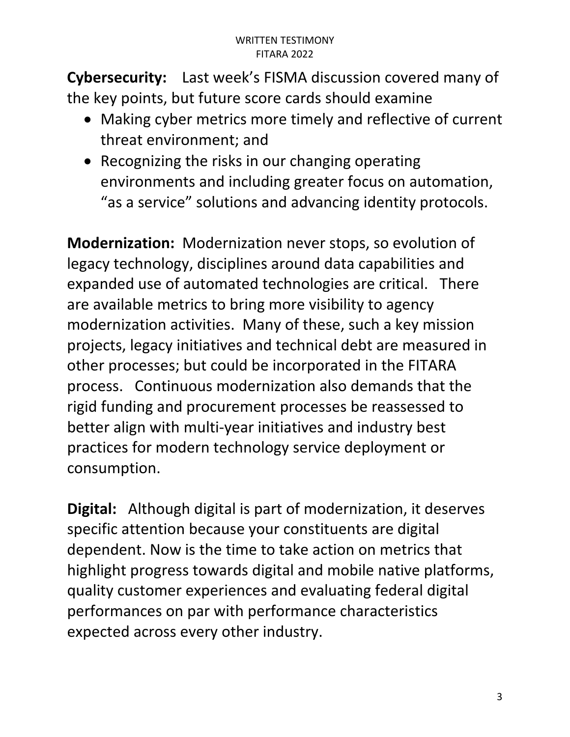**Cybersecurity:** Last week's FISMA discussion covered many of the key points, but future score cards should examine

- Making cyber metrics more timely and reflective of current threat environment; and
- Recognizing the risks in our changing operating environments and including greater focus on automation, "as a service" solutions and advancing identity protocols.

**Modernization:** Modernization never stops, so evolution of legacy technology, disciplines around data capabilities and expanded use of automated technologies are critical. There are available metrics to bring more visibility to agency modernization activities. Many of these, such a key mission projects, legacy initiatives and technical debt are measured in other processes; but could be incorporated in the FITARA process. Continuous modernization also demands that the rigid funding and procurement processes be reassessed to better align with multi-year initiatives and industry best practices for modern technology service deployment or consumption.

**Digital:** Although digital is part of modernization, it deserves specific attention because your constituents are digital dependent. Now is the time to take action on metrics that highlight progress towards digital and mobile native platforms, quality customer experiences and evaluating federal digital performances on par with performance characteristics expected across every other industry.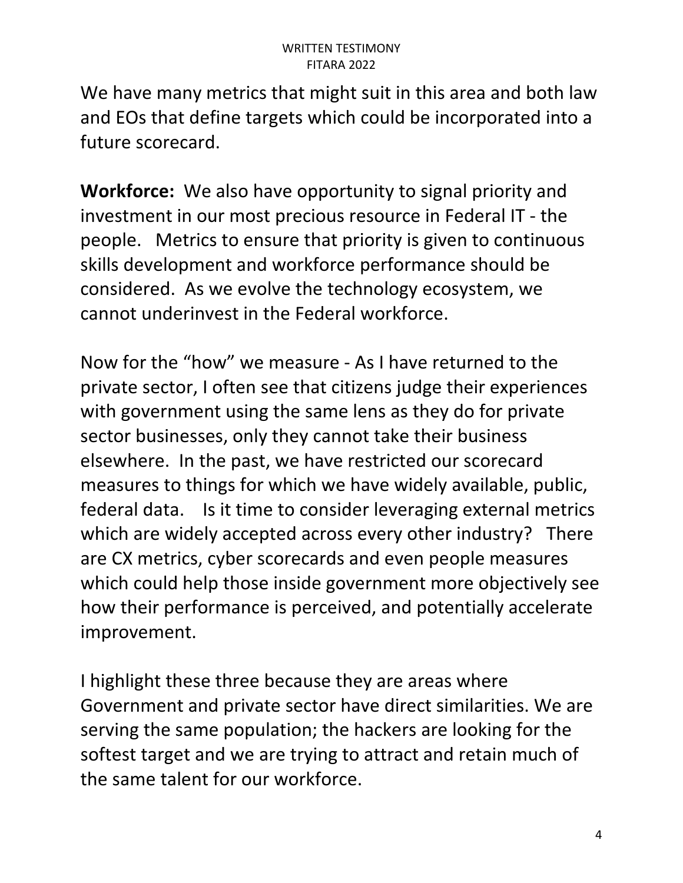We have many metrics that might suit in this area and both law and EOs that define targets which could be incorporated into a future scorecard.

**Workforce:** We also have opportunity to signal priority and investment in our most precious resource in Federal IT - the people. Metrics to ensure that priority is given to continuous skills development and workforce performance should be considered. As we evolve the technology ecosystem, we cannot underinvest in the Federal workforce.

Now for the "how" we measure - As I have returned to the private sector, I often see that citizens judge their experiences with government using the same lens as they do for private sector businesses, only they cannot take their business elsewhere. In the past, we have restricted our scorecard measures to things for which we have widely available, public, federal data. Is it time to consider leveraging external metrics which are widely accepted across every other industry? There are CX metrics, cyber scorecards and even people measures which could help those inside government more objectively see how their performance is perceived, and potentially accelerate improvement.

I highlight these three because they are areas where Government and private sector have direct similarities. We are serving the same population; the hackers are looking for the softest target and we are trying to attract and retain much of the same talent for our workforce.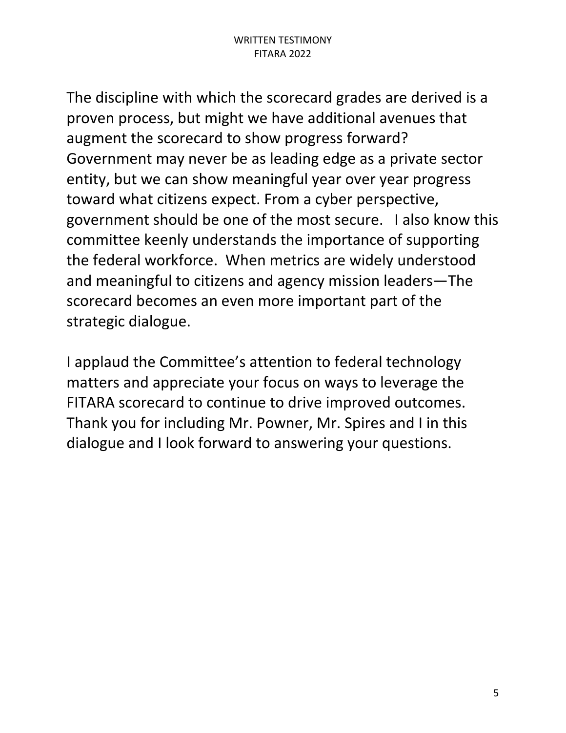The discipline with which the scorecard grades are derived is a proven process, but might we have additional avenues that augment the scorecard to show progress forward? Government may never be as leading edge as a private sector entity, but we can show meaningful year over year progress toward what citizens expect. From a cyber perspective, government should be one of the most secure. I also know this committee keenly understands the importance of supporting the federal workforce. When metrics are widely understood and meaningful to citizens and agency mission leaders—The scorecard becomes an even more important part of the strategic dialogue.

I applaud the Committee's attention to federal technology matters and appreciate your focus on ways to leverage the FITARA scorecard to continue to drive improved outcomes. Thank you for including Mr. Powner, Mr. Spires and I in this dialogue and I look forward to answering your questions.